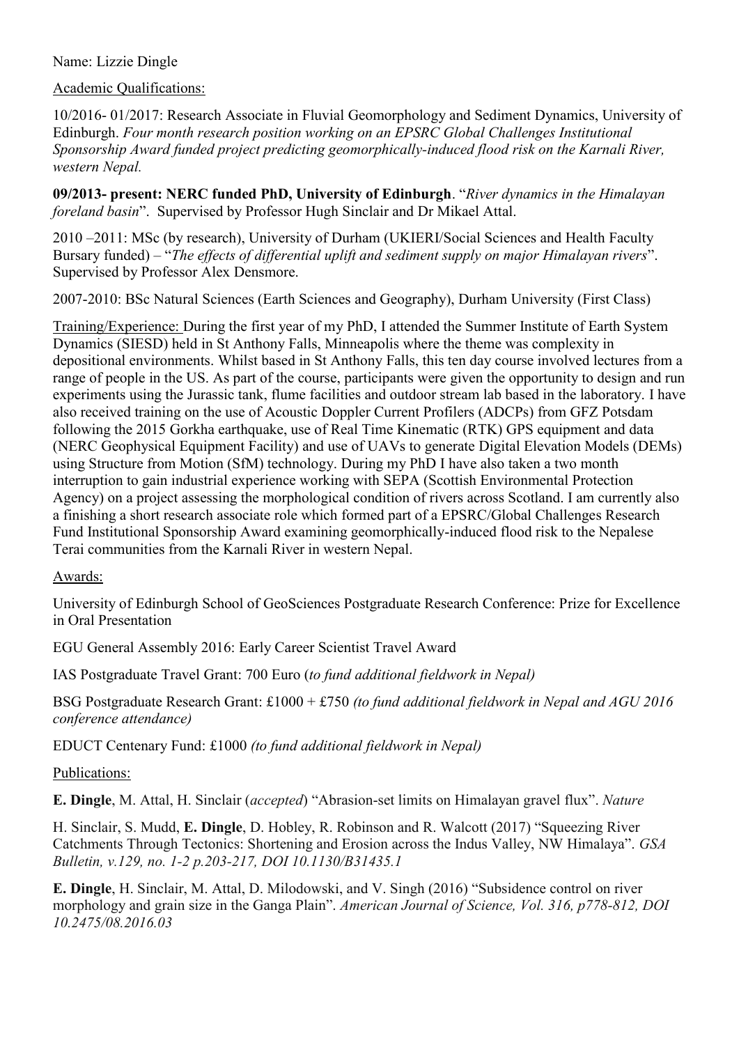Name: Lizzie Dingle

Academic Qualifications:

10/2016- 01/2017: Research Associate in Fluvial Geomorphology and Sediment Dynamics, University of Edinburgh. *Four month research position working on an EPSRC Global Challenges Institutional Sponsorship Award funded project predicting geomorphically-induced flood risk on the Karnali River, western Nepal.*

**09/2013- present: NERC funded PhD, University of Edinburgh**. "*River dynamics in the Himalayan foreland basin*". Supervised by Professor Hugh Sinclair and Dr Mikael Attal.

2010 –2011: MSc (by research), University of Durham (UKIERI/Social Sciences and Health Faculty Bursary funded) – "*The effects of differential uplift and sediment supply on major Himalayan rivers*". Supervised by Professor Alex Densmore.

2007-2010: BSc Natural Sciences (Earth Sciences and Geography), Durham University (First Class)

Training/Experience: During the first year of my PhD, I attended the Summer Institute of Earth System Dynamics (SIESD) held in St Anthony Falls, Minneapolis where the theme was complexity in depositional environments. Whilst based in St Anthony Falls, this ten day course involved lectures from a range of people in the US. As part of the course, participants were given the opportunity to design and run experiments using the Jurassic tank, flume facilities and outdoor stream lab based in the laboratory. I have also received training on the use of Acoustic Doppler Current Profilers (ADCPs) from GFZ Potsdam following the 2015 Gorkha earthquake, use of Real Time Kinematic (RTK) GPS equipment and data (NERC Geophysical Equipment Facility) and use of UAVs to generate Digital Elevation Models (DEMs) using Structure from Motion (SfM) technology. During my PhD I have also taken a two month interruption to gain industrial experience working with SEPA (Scottish Environmental Protection Agency) on a project assessing the morphological condition of rivers across Scotland. I am currently also a finishing a short research associate role which formed part of a EPSRC/Global Challenges Research Fund Institutional Sponsorship Award examining geomorphically-induced flood risk to the Nepalese Terai communities from the Karnali River in western Nepal.

Awards:

University of Edinburgh School of GeoSciences Postgraduate Research Conference: Prize for Excellence in Oral Presentation

EGU General Assembly 2016: Early Career Scientist Travel Award

IAS Postgraduate Travel Grant: 700 Euro (*to fund additional fieldwork in Nepal)*

BSG Postgraduate Research Grant: £1000 + £750 *(to fund additional fieldwork in Nepal and AGU 2016 conference attendance)*

EDUCT Centenary Fund: £1000 *(to fund additional fieldwork in Nepal)*

Publications:

**E. Dingle**, M. Attal, H. Sinclair (*accepted*) "Abrasion-set limits on Himalayan gravel flux". *Nature*

H. Sinclair, S. Mudd, **E. Dingle**, D. Hobley, R. Robinson and R. Walcott (2017) "Squeezing River Catchments Through Tectonics: Shortening and Erosion across the Indus Valley, NW Himalaya". *GSA Bulletin, v.129, no. 1-2 p.203-217, DOI 10.1130/B31435.1*

**E. Dingle**, H. Sinclair, M. Attal, D. Milodowski, and V. Singh (2016) "Subsidence control on river morphology and grain size in the Ganga Plain". *American Journal of Science, Vol. 316, p778-812, DOI 10.2475/08.2016.03*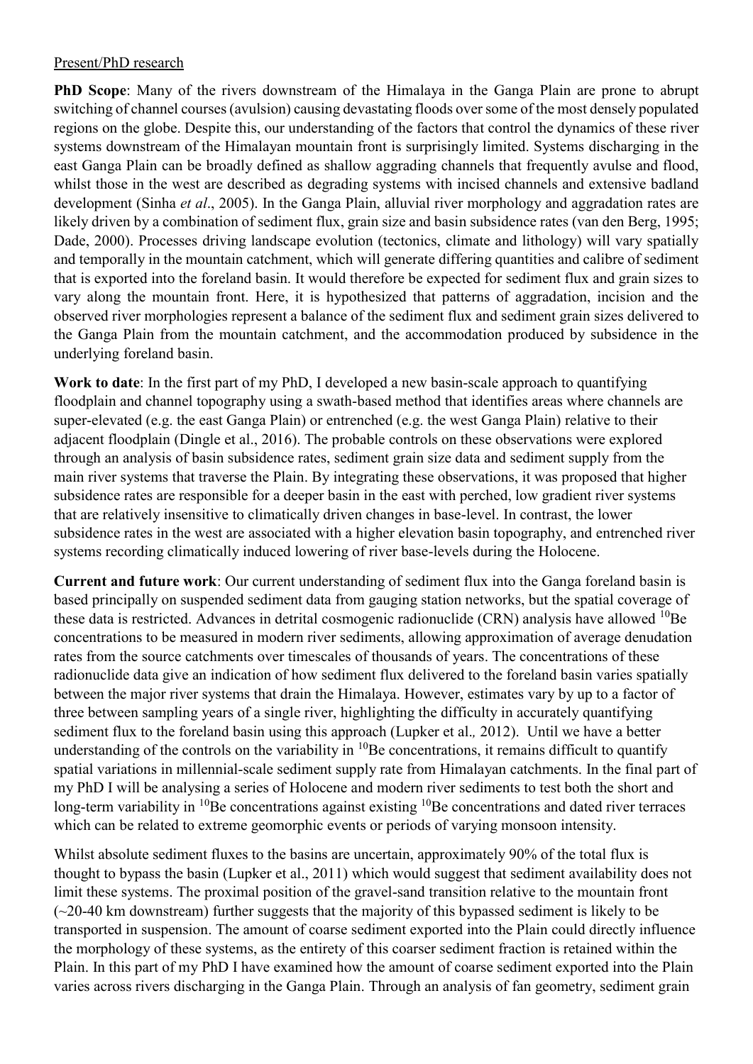Present/PhD research

**PhD Scope**: Many of the rivers downstream of the Himalaya in the Ganga Plain are prone to abrupt switching of channel courses (avulsion) causing devastating floods over some of the most densely populated regions on the globe. Despite this, our understanding of the factors that control the dynamics of these river systems downstream of the Himalayan mountain front is surprisingly limited. Systems discharging in the east Ganga Plain can be broadly defined as shallow aggrading channels that frequently avulse and flood, whilst those in the west are described as degrading systems with incised channels and extensive badland development (Sinha *et al*., 2005). In the Ganga Plain, alluvial river morphology and aggradation rates are likely driven by a combination of sediment flux, grain size and basin subsidence rates (van den Berg, 1995; Dade, 2000). Processes driving landscape evolution (tectonics, climate and lithology) will vary spatially and temporally in the mountain catchment, which will generate differing quantities and calibre of sediment that is exported into the foreland basin. It would therefore be expected for sediment flux and grain sizes to vary along the mountain front. Here, it is hypothesized that patterns of aggradation, incision and the observed river morphologies represent a balance of the sediment flux and sediment grain sizes delivered to the Ganga Plain from the mountain catchment, and the accommodation produced by subsidence in the underlying foreland basin.

**Work to date**: In the first part of my PhD, I developed a new basin-scale approach to quantifying floodplain and channel topography using a swath-based method that identifies areas where channels are super-elevated (e.g. the east Ganga Plain) or entrenched (e.g. the west Ganga Plain) relative to their adjacent floodplain (Dingle et al., 2016). The probable controls on these observations were explored through an analysis of basin subsidence rates, sediment grain size data and sediment supply from the main river systems that traverse the Plain. By integrating these observations, it was proposed that higher subsidence rates are responsible for a deeper basin in the east with perched, low gradient river systems that are relatively insensitive to climatically driven changes in base-level. In contrast, the lower subsidence rates in the west are associated with a higher elevation basin topography, and entrenched river systems recording climatically induced lowering of river base-levels during the Holocene.

**Current and future work**: Our current understanding of sediment flux into the Ganga foreland basin is based principally on suspended sediment data from gauging station networks, but the spatial coverage of these data is restricted. Advances in detrital cosmogenic radionuclide (CRN) analysis have allowed $^{10}$Be concentrations to be measured in modern river sediments, allowing approximation of average denudation rates from the source catchments over timescales of thousands of years. The concentrations of these radionuclide data give an indication of how sediment flux delivered to the foreland basin varies spatially between the major river systems that drain the Himalaya. However, estimates vary by up to a factor of three between sampling years of a single river, highlighting the difficulty in accurately quantifying sediment flux to the foreland basin using this approach (Lupker et al*.,* 2012). Until we have a better understanding of the controls on the variability in $^{10}$Be concentrations, it remains difficult to quantify spatial variations in millennial-scale sediment supply rate from Himalayan catchments. In the final part of my PhD I will be analysing a series of Holocene and modern river sediments to test both the short and long-term variability in $^{10}$Be concentrations against existing $^{10}$Be concentrations and dated river terraces which can be related to extreme geomorphic events or periods of varying monsoon intensity.

Whilst absolute sediment fluxes to the basins are uncertain, approximately 90% of the total flux is thought to bypass the basin (Lupker et al., 2011) which would suggest that sediment availability does not limit these systems. The proximal position of the gravel-sand transition relative to the mountain front (~20-40 km downstream) further suggests that the majority of this bypassed sediment is likely to be transported in suspension. The amount of coarse sediment exported into the Plain could directly influence the morphology of these systems, as the entirety of this coarser sediment fraction is retained within the Plain. In this part of my PhD I have examined how the amount of coarse sediment exported into the Plain varies across rivers discharging in the Ganga Plain. Through an analysis of fan geometry, sediment grain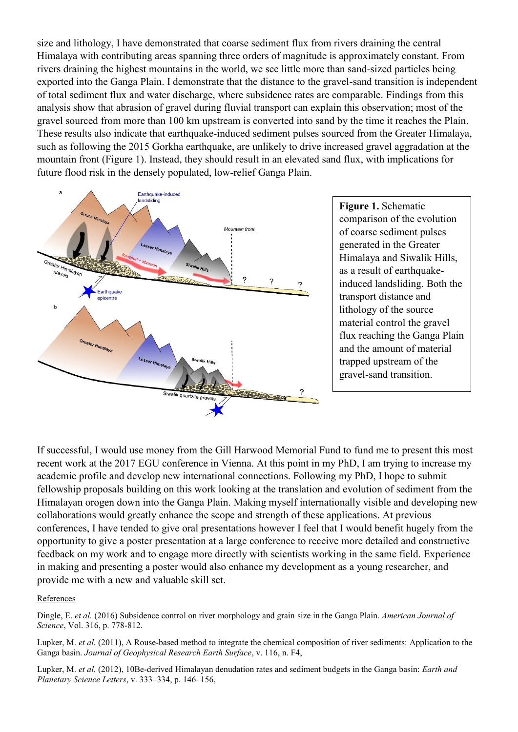size and lithology, I have demonstrated that coarse sediment flux from rivers draining the central Himalaya with contributing areas spanning three orders of magnitude is approximately constant. From rivers draining the highest mountains in the world, we see little more than sand-sized particles being exported into the Ganga Plain. I demonstrate that the distance to the gravel-sand transition is independent of total sediment flux and water discharge, where subsidence rates are comparable. Findings from this analysis show that abrasion of gravel during fluvial transport can explain this observation; most of the gravel sourced from more than 100 km upstream is converted into sand by the time it reaches the Plain. These results also indicate that earthquake-induced sediment pulses sourced from the Greater Himalaya, such as following the 2015 Gorkha earthquake, are unlikely to drive increased gravel aggradation at the mountain front (Figure 1). Instead, they should result in an elevated sand flux, with implications for future flood risk in the densely populated, low-relief Ganga Plain.

**Figure 1.** Schematic comparison of the evolution of coarse sediment pulses generated in the Greater Himalaya and Siwalik Hills, as a result of earthquake-induced landsliding. Both the transport distance and lithology of the source material control the gravel flux reaching the Ganga Plain and the amount of material trapped upstream of the gravel-sand transition.

If successful, I would use money from the Gill Harwood Memorial Fund to fund me to present this most recent work at the 2017 EGU conference in Vienna. At this point in my PhD, I am trying to increase my academic profile and develop new international connections. Following my PhD, I hope to submit fellowship proposals building on this work looking at the translation and evolution of sediment from the Himalayan orogen down into the Ganga Plain. Making myself internationally visible and developing new collaborations would greatly enhance the scope and strength of these applications. At previous conferences, I have tended to give oral presentations however I feel that I would benefit hugely from the opportunity to give a poster presentation at a large conference to receive more detailed and constructive feedback on my work and to engage more directly with scientists working in the same field. Experience in making and presenting a poster would also enhance my development as a young researcher, and provide me with a new and valuable skill set.

References

Dingle, E. *et al.* (2016) Subsidence control on river morphology and grain size in the Ganga Plain. *American Journal of Science*, Vol. 316, p. 778-812.

Lupker, M. *et al.* (2011), A Rouse-based method to integrate the chemical composition of river sediments: Application to the Ganga basin. *Journal of Geophysical Research Earth Surface*, v. 116, n. F4,

Lupker, M. *et al.* (2012), 10Be-derived Himalayan denudation rates and sediment budgets in the Ganga basin: *Earth and Planetary Science Letters*, v. 333–334, p. 146–156,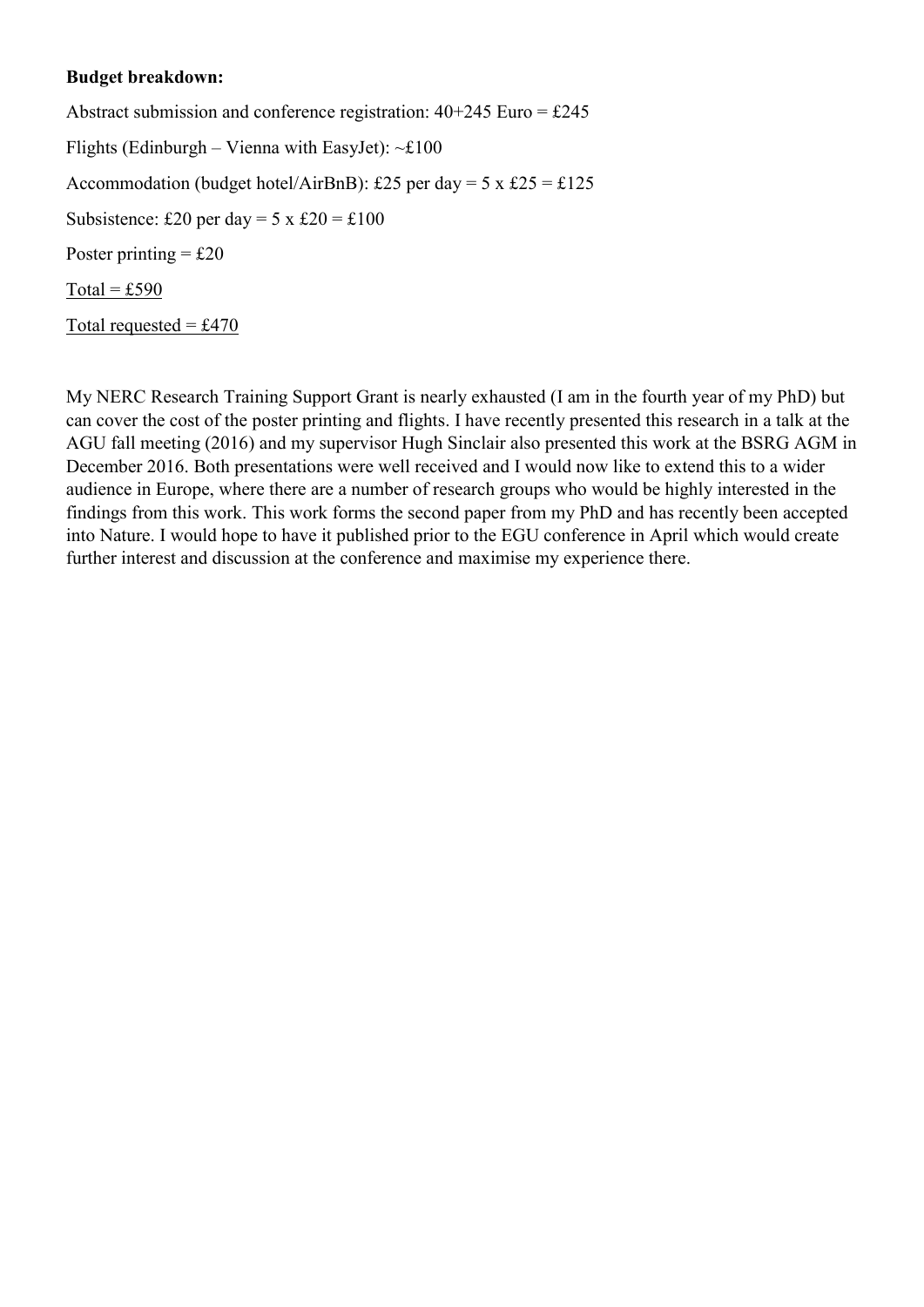**Budget breakdown:**

Abstract submission and conference registration: 40+245 Euro = £245

Flights (Edinburgh – Vienna with EasyJet): ~£100

Accommodation (budget hotel/AirBnB): £25 per day = 5 x £25 = £125

Subsistence: £20 per day = 5 x £20 = £100

Poster printing = £20

<u>Total = £590</u>

<u>Total requested = £470</u>

My NERC Research Training Support Grant is nearly exhausted (I am in the fourth year of my PhD) but can cover the cost of the poster printing and flights. I have recently presented this research in a talk at the AGU fall meeting (2016) and my supervisor Hugh Sinclair also presented this work at the BSRG AGM in December 2016. Both presentations were well received and I would now like to extend this to a wider audience in Europe, where there are a number of research groups who would be highly interested in the findings from this work. This work forms the second paper from my PhD and has recently been accepted into Nature. I would hope to have it published prior to the EGU conference in April which would create further interest and discussion at the conference and maximise my experience there.